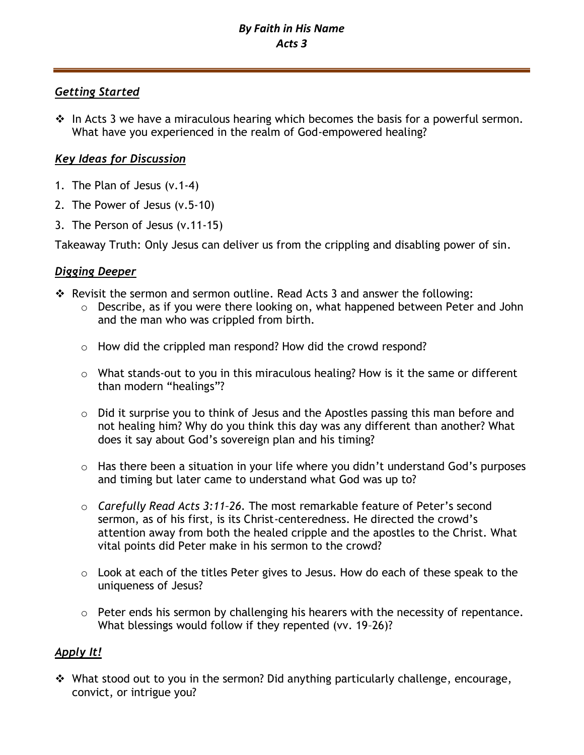# *By Faith in His Name*
# *Acts 3*

---

## *Getting Started*

- In Acts 3 we have a miraculous hearing which becomes the basis for a powerful sermon. What have you experienced in the realm of God-empowered healing?

## *Key Ideas for Discussion*

1. The Plan of Jesus (v.1-4)
2. The Power of Jesus (v.5-10)
3. The Person of Jesus (v.11-15)

Takeaway Truth: Only Jesus can deliver us from the crippling and disabling power of sin.

## *Digging Deeper*

- Revisit the sermon and sermon outline. Read Acts 3 and answer the following:
  - Describe, as if you were there looking on, what happened between Peter and John and the man who was crippled from birth.
  - How did the crippled man respond? How did the crowd respond?
  - What stands-out to you in this miraculous healing? How is it the same or different than modern "healings"?
  - Did it surprise you to think of Jesus and the Apostles passing this man before and not healing him? Why do you think this day was any different than another? What does it say about God's sovereign plan and his timing?
  - Has there been a situation in your life where you didn't understand God's purposes and timing but later came to understand what God was up to?
  - *Carefully Read Acts 3:11–26.* The most remarkable feature of Peter's second sermon, as of his first, is its Christ-centeredness. He directed the crowd's attention away from both the healed cripple and the apostles to the Christ. What vital points did Peter make in his sermon to the crowd?
  - Look at each of the titles Peter gives to Jesus. How do each of these speak to the uniqueness of Jesus?
  - Peter ends his sermon by challenging his hearers with the necessity of repentance. What blessings would follow if they repented (vv. 19–26)?

## *Apply It!*

- What stood out to you in the sermon? Did anything particularly challenge, encourage, convict, or intrigue you?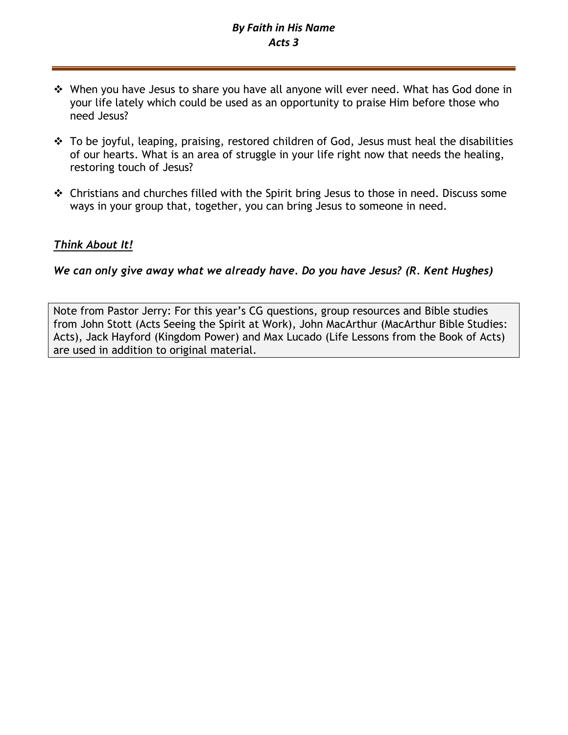- When you have Jesus to share you have all anyone will ever need. What has God done in your life lately which could be used as an opportunity to praise Him before those who need Jesus?

- To be joyful, leaping, praising, restored children of God, Jesus must heal the disabilities of our hearts. What is an area of struggle in your life right now that needs the healing, restoring touch of Jesus?

- Christians and churches filled with the Spirit bring Jesus to those in need. Discuss some ways in your group that, together, you can bring Jesus to someone in need.

***Think About It!***

***We can only give away what we already have. Do you have Jesus? (R. Kent Hughes)***

Note from Pastor Jerry: For this year's CG questions, group resources and Bible studies from John Stott (Acts Seeing the Spirit at Work), John MacArthur (MacArthur Bible Studies: Acts), Jack Hayford (Kingdom Power) and Max Lucado (Life Lessons from the Book of Acts) are used in addition to original material.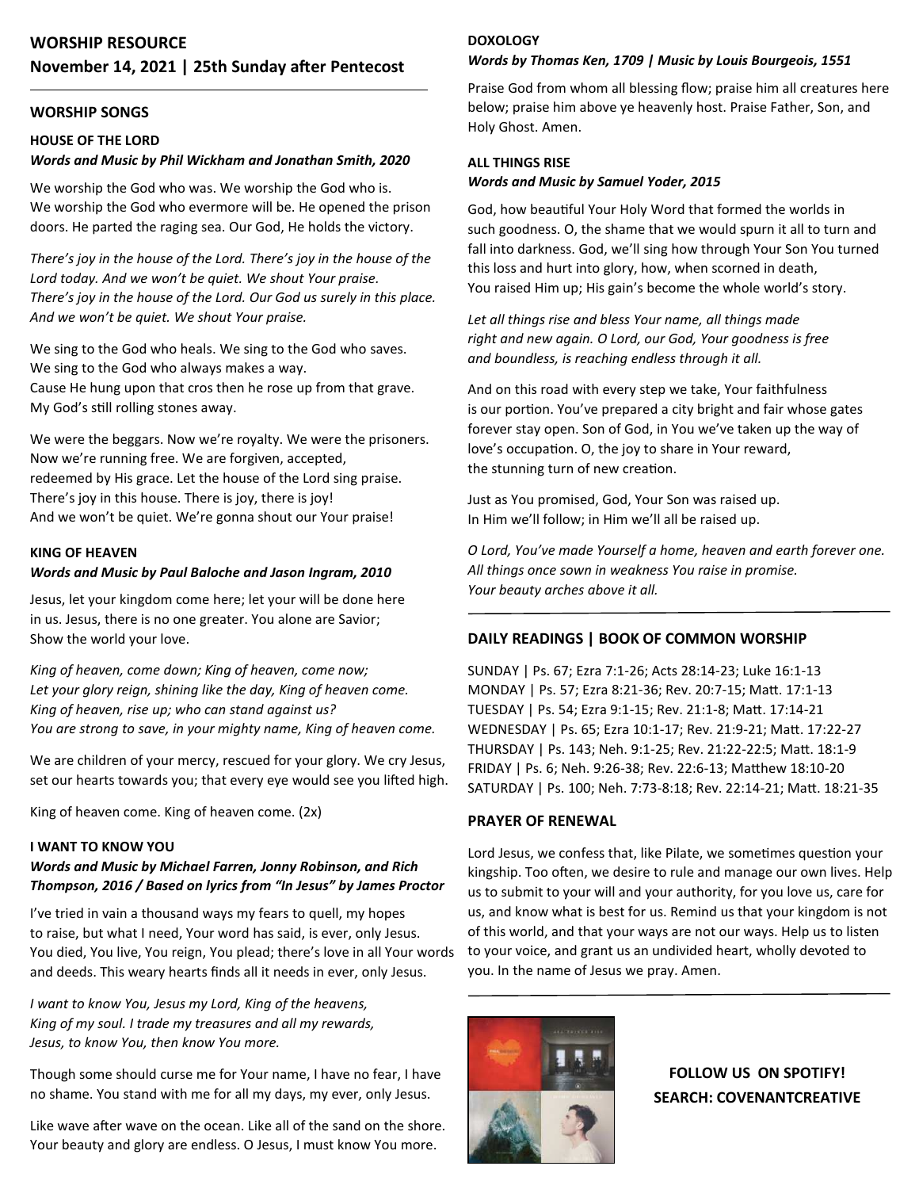## WORSHIP RESOURCE
## November 14, 2021 | 25th Sunday after Pentecost

### WORSHIP SONGS

**HOUSE OF THE LORD**
***Words and Music by Phil Wickham and Jonathan Smith, 2020***

We worship the God who was. We worship the God who is. We worship the God who evermore will be. He opened the prison doors. He parted the raging sea. Our God, He holds the victory.

*There's joy in the house of the Lord. There's joy in the house of the Lord today. And we won't be quiet. We shout Your praise. There's joy in the house of the Lord. Our God us surely in this place. And we won't be quiet. We shout Your praise.*

We sing to the God who heals. We sing to the God who saves. We sing to the God who always makes a way. Cause He hung upon that cros then he rose up from that grave. My God's still rolling stones away.

We were the beggars. Now we're royalty. We were the prisoners. Now we're running free. We are forgiven, accepted, redeemed by His grace. Let the house of the Lord sing praise. There's joy in this house. There is joy, there is joy! And we won't be quiet. We're gonna shout our Your praise!

**KING OF HEAVEN**
***Words and Music by Paul Baloche and Jason Ingram, 2010***

Jesus, let your kingdom come here; let your will be done here in us. Jesus, there is no one greater. You alone are Savior; Show the world your love.

*King of heaven, come down; King of heaven, come now; Let your glory reign, shining like the day, King of heaven come. King of heaven, rise up; who can stand against us? You are strong to save, in your mighty name, King of heaven come.*

We are children of your mercy, rescued for your glory. We cry Jesus, set our hearts towards you; that every eye would see you lifted high.

King of heaven come. King of heaven come. (2x)

**I WANT TO KNOW YOU**
***Words and Music by Michael Farren, Jonny Robinson, and Rich Thompson, 2016 / Based on lyrics from "In Jesus" by James Proctor***

I've tried in vain a thousand ways my fears to quell, my hopes to raise, but what I need, Your word has said, is ever, only Jesus. You died, You live, You reign, You plead; there's love in all Your words and deeds. This weary hearts finds all it needs in ever, only Jesus.

*I want to know You, Jesus my Lord, King of the heavens, King of my soul. I trade my treasures and all my rewards, Jesus, to know You, then know You more.*

Though some should curse me for Your name, I have no fear, I have no shame. You stand with me for all my days, my ever, only Jesus.

Like wave after wave on the ocean. Like all of the sand on the shore. Your beauty and glory are endless. O Jesus, I must know You more.

**DOXOLOGY**
***Words by Thomas Ken, 1709 | Music by Louis Bourgeois, 1551***

Praise God from whom all blessing flow; praise him all creatures here below; praise him above ye heavenly host. Praise Father, Son, and Holy Ghost. Amen.

**ALL THINGS RISE**
***Words and Music by Samuel Yoder, 2015***

God, how beautiful Your Holy Word that formed the worlds in such goodness. O, the shame that we would spurn it all to turn and fall into darkness. God, we'll sing how through Your Son You turned this loss and hurt into glory, how, when scorned in death, You raised Him up; His gain's become the whole world's story.

*Let all things rise and bless Your name, all things made right and new again. O Lord, our God, Your goodness is free and boundless, is reaching endless through it all.*

And on this road with every step we take, Your faithfulness is our portion. You've prepared a city bright and fair whose gates forever stay open. Son of God, in You we've taken up the way of love's occupation. O, the joy to share in Your reward, the stunning turn of new creation.

Just as You promised, God, Your Son was raised up. In Him we'll follow; in Him we'll all be raised up.

*O Lord, You've made Yourself a home, heaven and earth forever one. All things once sown in weakness You raise in promise. Your beauty arches above it all.*

### DAILY READINGS | BOOK OF COMMON WORSHIP

SUNDAY | Ps. 67; Ezra 7:1-26; Acts 28:14-23; Luke 16:1-13
MONDAY | Ps. 57; Ezra 8:21-36; Rev. 20:7-15; Matt. 17:1-13
TUESDAY | Ps. 54; Ezra 9:1-15; Rev. 21:1-8; Matt. 17:14-21
WEDNESDAY | Ps. 65; Ezra 10:1-17; Rev. 21:9-21; Matt. 17:22-27
THURSDAY | Ps. 143; Neh. 9:1-25; Rev. 21:22-22:5; Matt. 18:1-9
FRIDAY | Ps. 6; Neh. 9:26-38; Rev. 22:6-13; Matthew 18:10-20
SATURDAY | Ps. 100; Neh. 7:73-8:18; Rev. 22:14-21; Matt. 18:21-35

### PRAYER OF RENEWAL

Lord Jesus, we confess that, like Pilate, we sometimes question your kingship. Too often, we desire to rule and manage our own lives. Help us to submit to your will and your authority, for you love us, care for us, and know what is best for us. Remind us that your kingdom is not of this world, and that your ways are not our ways. Help us to listen to your voice, and grant us an undivided heart, wholly devoted to you. In the name of Jesus we pray. Amen.

**FOLLOW US ON SPOTIFY!**
**SEARCH: COVENANTCREATIVE**